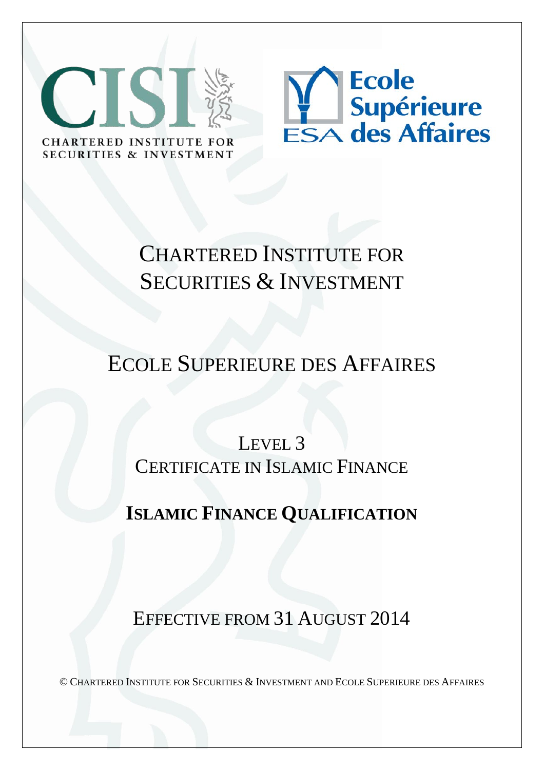CISI

CHARTERED INSTITUTE FOR SECURITIES & INVESTMENT

Ecole Supérieure des Affaires

ESA

# CHARTERED INSTITUTE FOR SECURITIES & INVESTMENT

# ECOLE SUPERIEURE DES AFFAIRES

## LEVEL 3
## CERTIFICATE IN ISLAMIC FINANCE

## **ISLAMIC FINANCE QUALIFICATION**

EFFECTIVE FROM 31 AUGUST 2014

© CHARTERED INSTITUTE FOR SECURITIES & INVESTMENT AND ECOLE SUPERIEURE DES AFFAIRES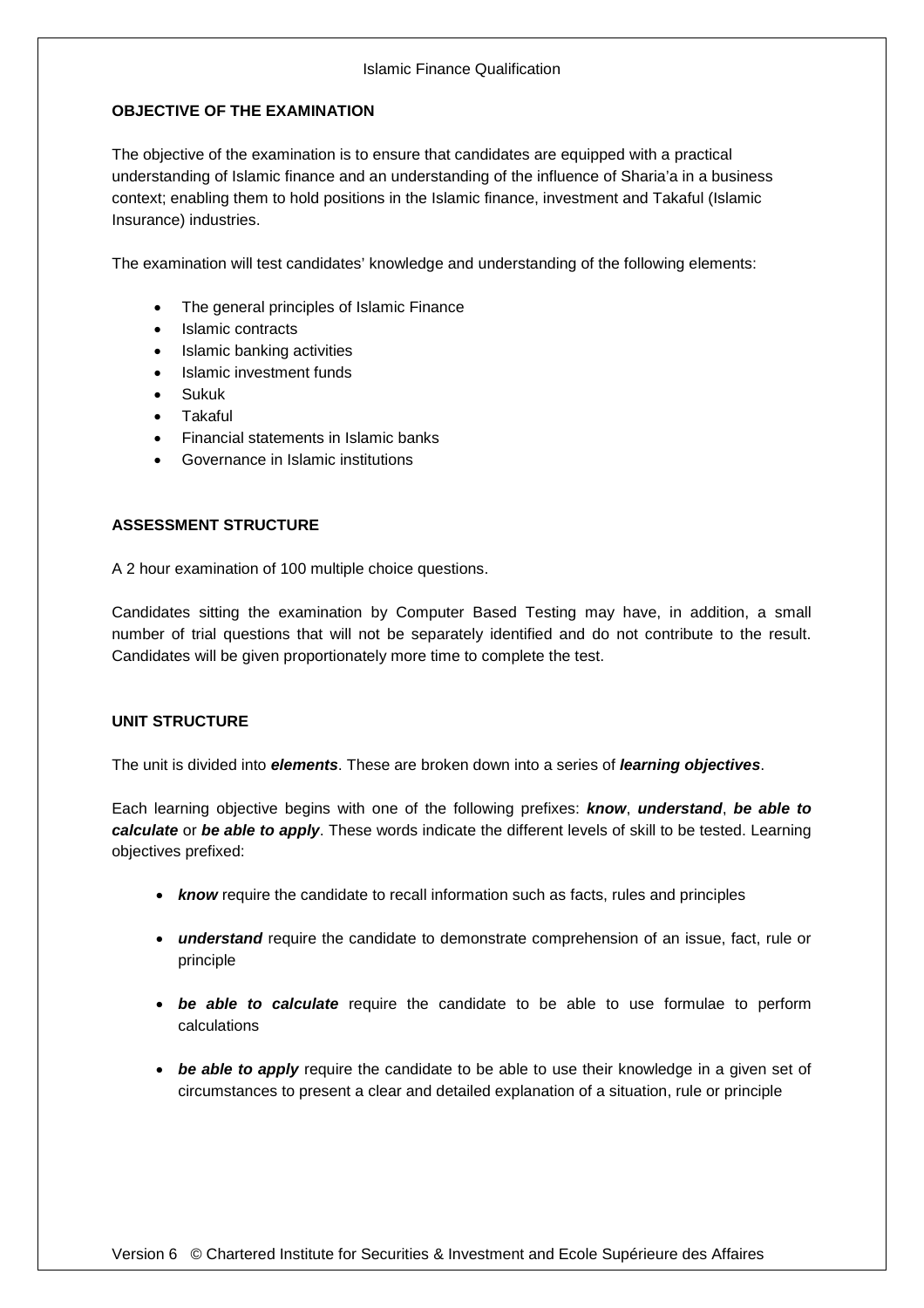## OBJECTIVE OF THE EXAMINATION

The objective of the examination is to ensure that candidates are equipped with a practical understanding of Islamic finance and an understanding of the influence of Sharia'a in a business context; enabling them to hold positions in the Islamic finance, investment and Takaful (Islamic Insurance) industries.

The examination will test candidates' knowledge and understanding of the following elements:

- The general principles of Islamic Finance
- Islamic contracts
- Islamic banking activities
- Islamic investment funds
- Sukuk
- Takaful
- Financial statements in Islamic banks
- Governance in Islamic institutions

## ASSESSMENT STRUCTURE

A 2 hour examination of 100 multiple choice questions.

Candidates sitting the examination by Computer Based Testing may have, in addition, a small number of trial questions that will not be separately identified and do not contribute to the result. Candidates will be given proportionately more time to complete the test.

## UNIT STRUCTURE

The unit is divided into ***elements***. These are broken down into a series of ***learning objectives***.

Each learning objective begins with one of the following prefixes: ***know***, ***understand***, ***be able to calculate*** or ***be able to apply***. These words indicate the different levels of skill to be tested. Learning objectives prefixed:

- ***know*** require the candidate to recall information such as facts, rules and principles
- ***understand*** require the candidate to demonstrate comprehension of an issue, fact, rule or principle
- ***be able to calculate*** require the candidate to be able to use formulae to perform calculations
- ***be able to apply*** require the candidate to be able to use their knowledge in a given set of circumstances to present a clear and detailed explanation of a situation, rule or principle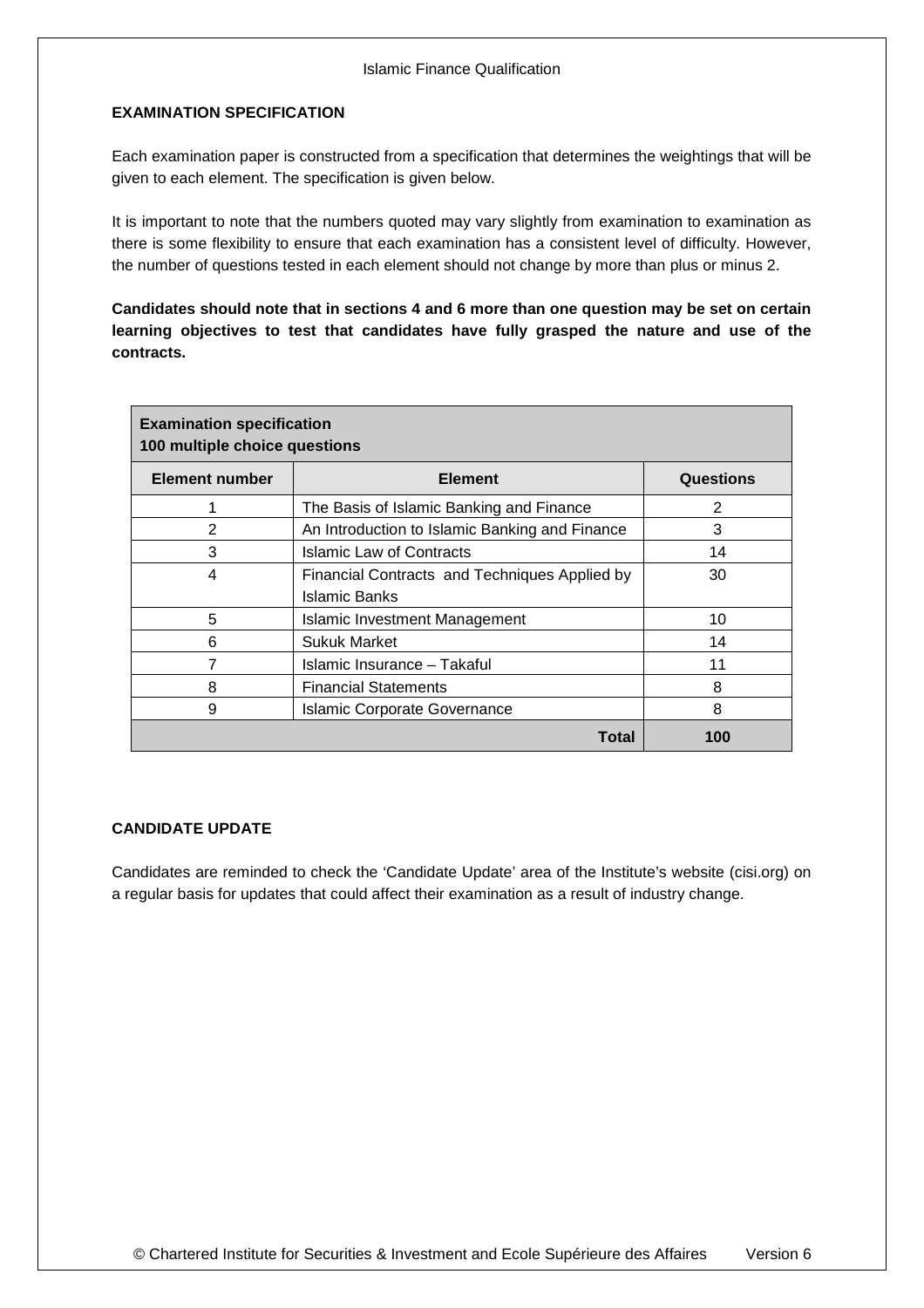## EXAMINATION SPECIFICATION

Each examination paper is constructed from a specification that determines the weightings that will be given to each element. The specification is given below.

It is important to note that the numbers quoted may vary slightly from examination to examination as there is some flexibility to ensure that each examination has a consistent level of difficulty. However, the number of questions tested in each element should not change by more than plus or minus 2.

**Candidates should note that in sections 4 and 6 more than one question may be set on certain learning objectives to test that candidates have fully grasped the nature and use of the contracts.**

| **Examination specification**<br>**100 multiple choice questions** | | |
|---|---|---|
| **Element number** | **Element** | **Questions** |
| 1 | The Basis of Islamic Banking and Finance | 2 |
| 2 | An Introduction to Islamic Banking and Finance | 3 |
| 3 | Islamic Law of Contracts | 14 |
| 4 | Financial Contracts and Techniques Applied by Islamic Banks | 30 |
| 5 | Islamic Investment Management | 10 |
| 6 | Sukuk Market | 14 |
| 7 | Islamic Insurance – Takaful | 11 |
| 8 | Financial Statements | 8 |
| 9 | Islamic Corporate Governance | 8 |
| | **Total** | **100** |

## CANDIDATE UPDATE

Candidates are reminded to check the 'Candidate Update' area of the Institute's website (cisi.org) on a regular basis for updates that could affect their examination as a result of industry change.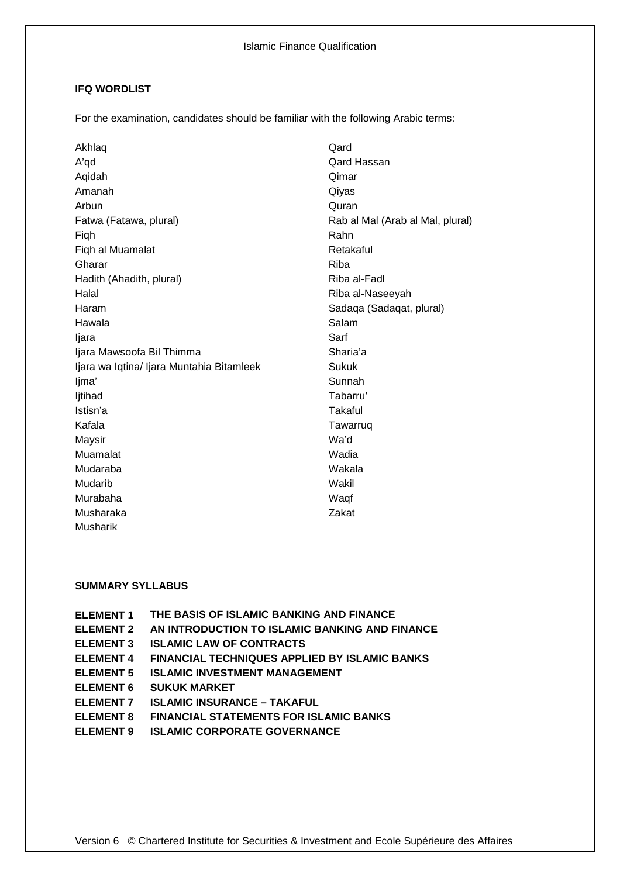**IFQ WORDLIST**

For the examination, candidates should be familiar with the following Arabic terms:

Akhlaq
A'qd
Aqidah
Amanah
Arbun
Fatwa (Fatawa, plural)
Fiqh
Fiqh al Muamalat
Gharar
Hadith (Ahadith, plural)
Halal
Haram
Hawala
Ijara
Ijara Mawsoofa Bil Thimma
Ijara wa Iqtina/ Ijara Muntahia Bitamleek
Ijma'
Ijtihad
Istisn'a
Kafala
Maysir
Muamalat
Mudaraba
Mudarib
Murabaha
Musharaka
Musharik
Qard
Qard Hassan
Qimar
Qiyas
Quran
Rab al Mal (Arab al Mal, plural)
Rahn
Retakaful
Riba
Riba al-Fadl
Riba al-Naseeyah
Sadaqa (Sadaqat, plural)
Salam
Sarf
Sharia'a
Sukuk
Sunnah
Tabarru'
Takaful
Tawarruq
Wa'd
Wadia
Wakala
Wakil
Waqf
Zakat

**SUMMARY SYLLABUS**

**ELEMENT 1 THE BASIS OF ISLAMIC BANKING AND FINANCE**
**ELEMENT 2 AN INTRODUCTION TO ISLAMIC BANKING AND FINANCE**
**ELEMENT 3 ISLAMIC LAW OF CONTRACTS**
**ELEMENT 4 FINANCIAL TECHNIQUES APPLIED BY ISLAMIC BANKS**
**ELEMENT 5 ISLAMIC INVESTMENT MANAGEMENT**
**ELEMENT 6 SUKUK MARKET**
**ELEMENT 7 ISLAMIC INSURANCE – TAKAFUL**
**ELEMENT 8 FINANCIAL STATEMENTS FOR ISLAMIC BANKS**
**ELEMENT 9 ISLAMIC CORPORATE GOVERNANCE**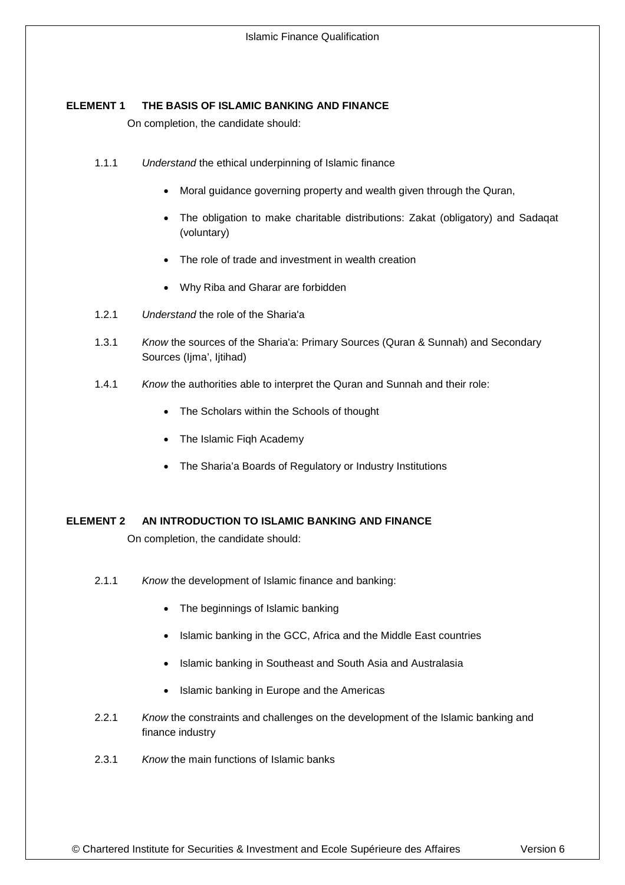## ELEMENT 1 THE BASIS OF ISLAMIC BANKING AND FINANCE

On completion, the candidate should:

1.1.1 *Understand* the ethical underpinning of Islamic finance

- Moral guidance governing property and wealth given through the Quran,
- The obligation to make charitable distributions: Zakat (obligatory) and Sadaqat (voluntary)
- The role of trade and investment in wealth creation
- Why Riba and Gharar are forbidden

1.2.1 *Understand* the role of the Sharia'a

1.3.1 *Know* the sources of the Sharia'a: Primary Sources (Quran & Sunnah) and Secondary Sources (Ijma', Ijtihad)

1.4.1 *Know* the authorities able to interpret the Quran and Sunnah and their role:

- The Scholars within the Schools of thought
- The Islamic Fiqh Academy
- The Sharia'a Boards of Regulatory or Industry Institutions

## ELEMENT 2 AN INTRODUCTION TO ISLAMIC BANKING AND FINANCE

On completion, the candidate should:

2.1.1 *Know* the development of Islamic finance and banking:

- The beginnings of Islamic banking
- Islamic banking in the GCC, Africa and the Middle East countries
- Islamic banking in Southeast and South Asia and Australasia
- Islamic banking in Europe and the Americas

2.2.1 *Know* the constraints and challenges on the development of the Islamic banking and finance industry

2.3.1 *Know* the main functions of Islamic banks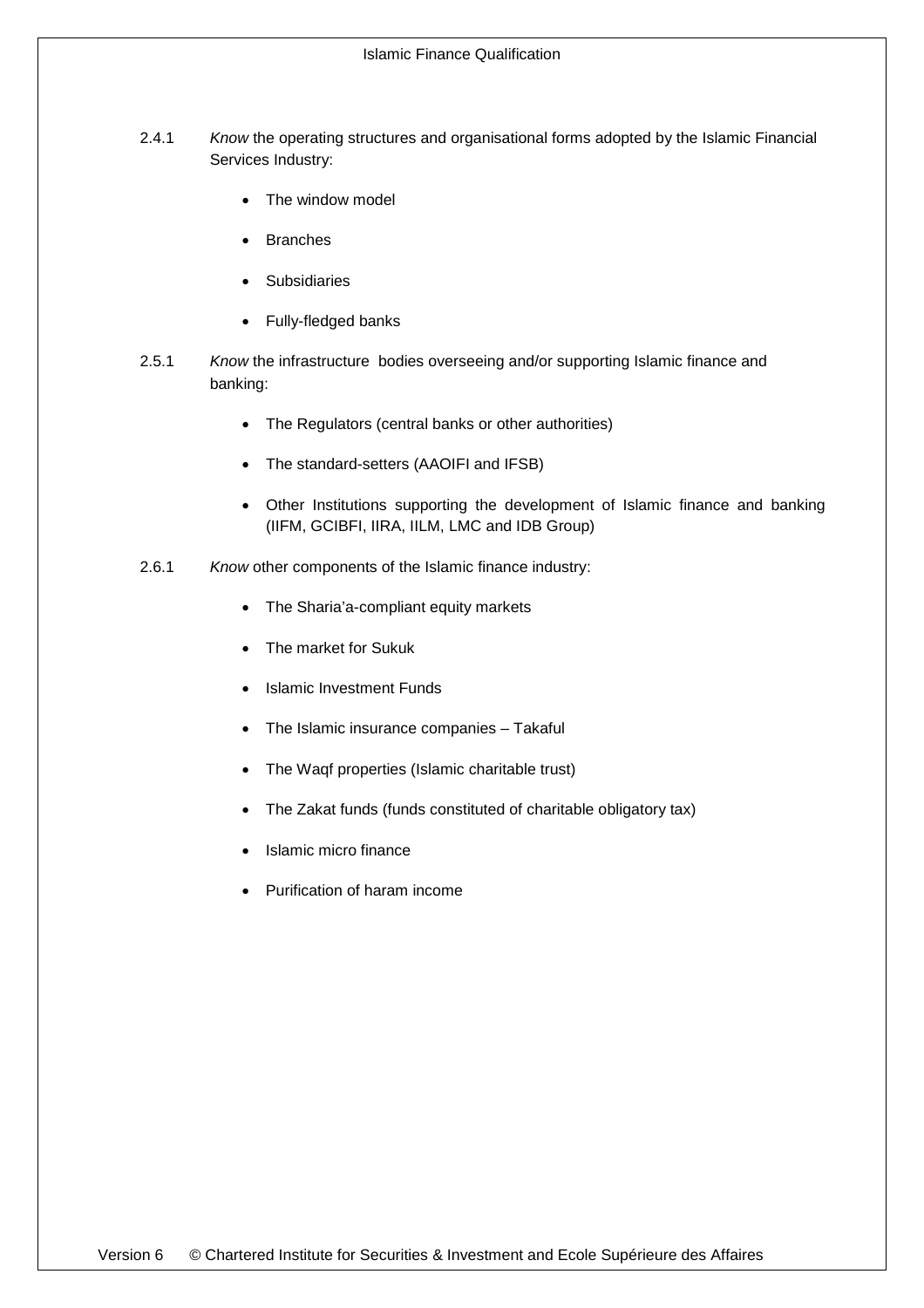2.4.1 *Know* the operating structures and organisational forms adopted by the Islamic Financial Services Industry:

- The window model
- Branches
- Subsidiaries
- Fully-fledged banks

2.5.1 *Know* the infrastructure bodies overseeing and/or supporting Islamic finance and banking:

- The Regulators (central banks or other authorities)
- The standard-setters (AAOIFI and IFSB)
- Other Institutions supporting the development of Islamic finance and banking (IIFM, GCIBFI, IIRA, IILM, LMC and IDB Group)

2.6.1 *Know* other components of the Islamic finance industry:

- The Sharia'a-compliant equity markets
- The market for Sukuk
- Islamic Investment Funds
- The Islamic insurance companies – Takaful
- The Waqf properties (Islamic charitable trust)
- The Zakat funds (funds constituted of charitable obligatory tax)
- Islamic micro finance
- Purification of haram income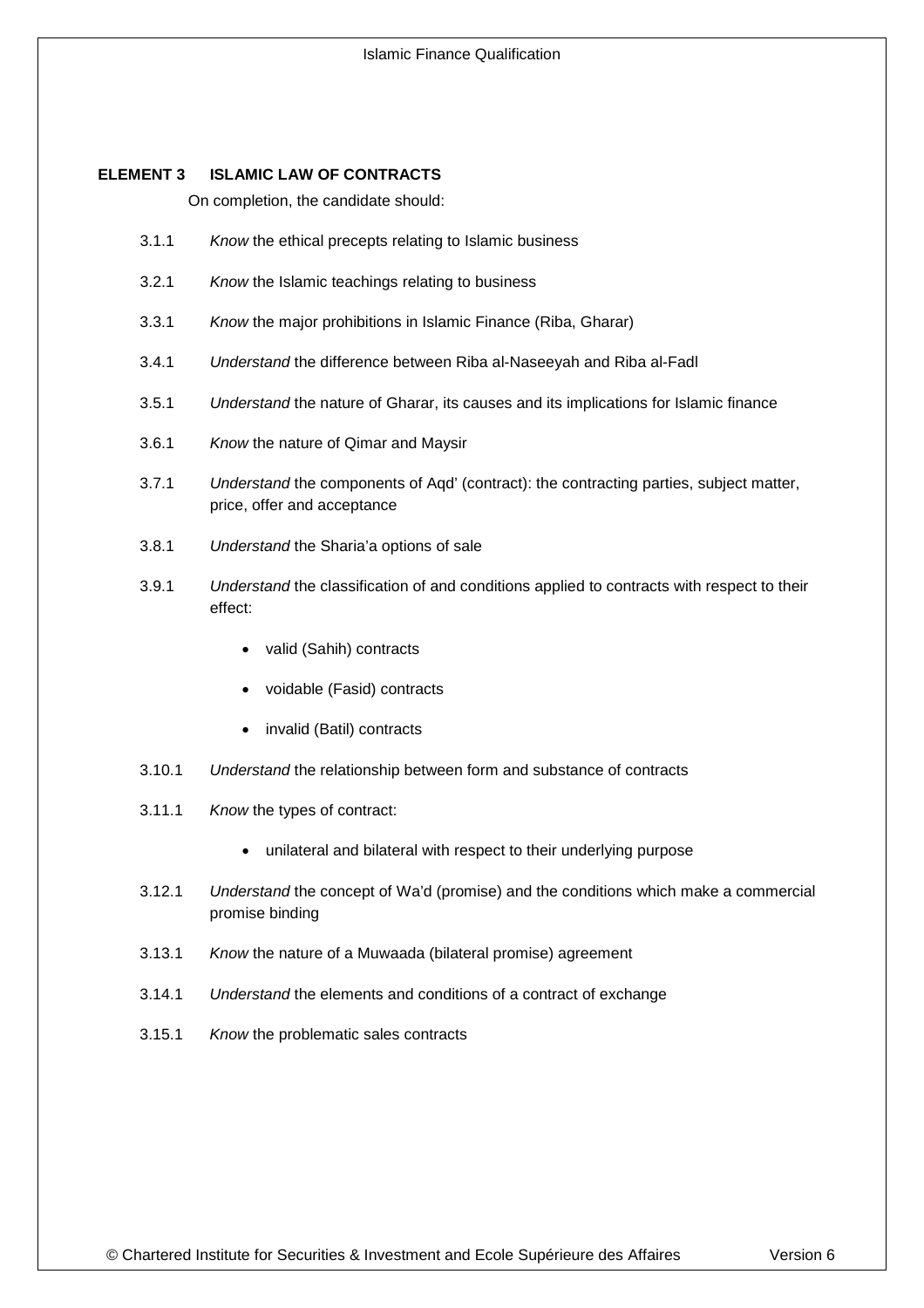## ELEMENT 3 ISLAMIC LAW OF CONTRACTS

On completion, the candidate should:

3.1.1 *Know* the ethical precepts relating to Islamic business

3.2.1 *Know* the Islamic teachings relating to business

3.3.1 *Know* the major prohibitions in Islamic Finance (Riba, Gharar)

3.4.1 *Understand* the difference between Riba al-Naseeyah and Riba al-Fadl

3.5.1 *Understand* the nature of Gharar, its causes and its implications for Islamic finance

3.6.1 *Know* the nature of Qimar and Maysir

3.7.1 *Understand* the components of Aqd' (contract): the contracting parties, subject matter, price, offer and acceptance

3.8.1 *Understand* the Sharia'a options of sale

3.9.1 *Understand* the classification of and conditions applied to contracts with respect to their effect:

- valid (Sahih) contracts
- voidable (Fasid) contracts
- invalid (Batil) contracts

3.10.1 *Understand* the relationship between form and substance of contracts

3.11.1 *Know* the types of contract:

- unilateral and bilateral with respect to their underlying purpose

3.12.1 *Understand* the concept of Wa'd (promise) and the conditions which make a commercial promise binding

3.13.1 *Know* the nature of a Muwaada (bilateral promise) agreement

3.14.1 *Understand* the elements and conditions of a contract of exchange

3.15.1 *Know* the problematic sales contracts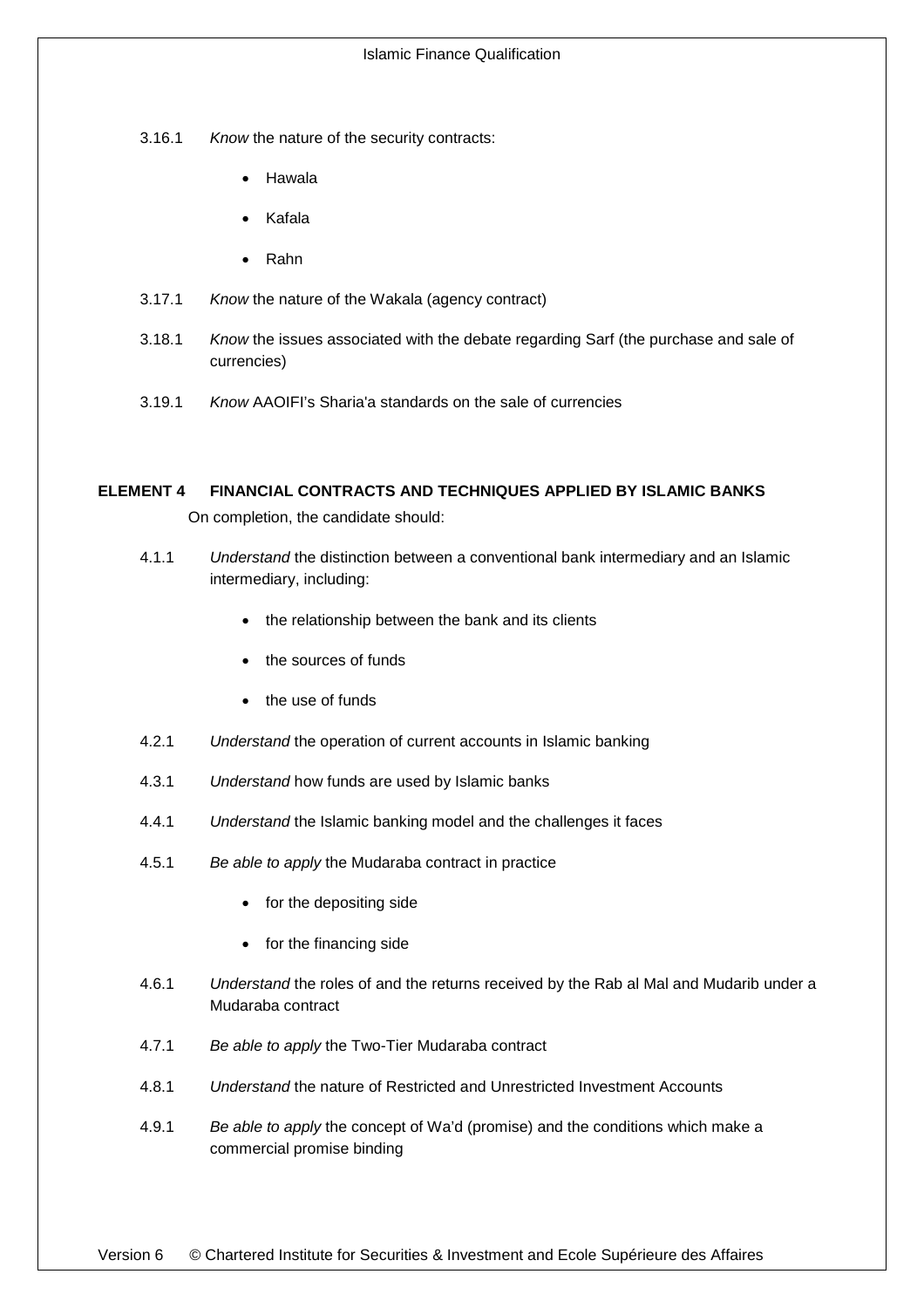3.16.1 *Know* the nature of the security contracts:

- Hawala
- Kafala
- Rahn

3.17.1 *Know* the nature of the Wakala (agency contract)

3.18.1 *Know* the issues associated with the debate regarding Sarf (the purchase and sale of currencies)

3.19.1 *Know* AAOIFI's Sharia'a standards on the sale of currencies

## ELEMENT 4 FINANCIAL CONTRACTS AND TECHNIQUES APPLIED BY ISLAMIC BANKS

On completion, the candidate should:

4.1.1 *Understand* the distinction between a conventional bank intermediary and an Islamic intermediary, including:

- the relationship between the bank and its clients
- the sources of funds
- the use of funds

4.2.1 *Understand* the operation of current accounts in Islamic banking

4.3.1 *Understand* how funds are used by Islamic banks

4.4.1 *Understand* the Islamic banking model and the challenges it faces

4.5.1 *Be able to apply* the Mudaraba contract in practice

- for the depositing side
- for the financing side

4.6.1 *Understand* the roles of and the returns received by the Rab al Mal and Mudarib under a Mudaraba contract

4.7.1 *Be able to apply* the Two-Tier Mudaraba contract

4.8.1 *Understand* the nature of Restricted and Unrestricted Investment Accounts

4.9.1 *Be able to apply* the concept of Wa'd (promise) and the conditions which make a commercial promise binding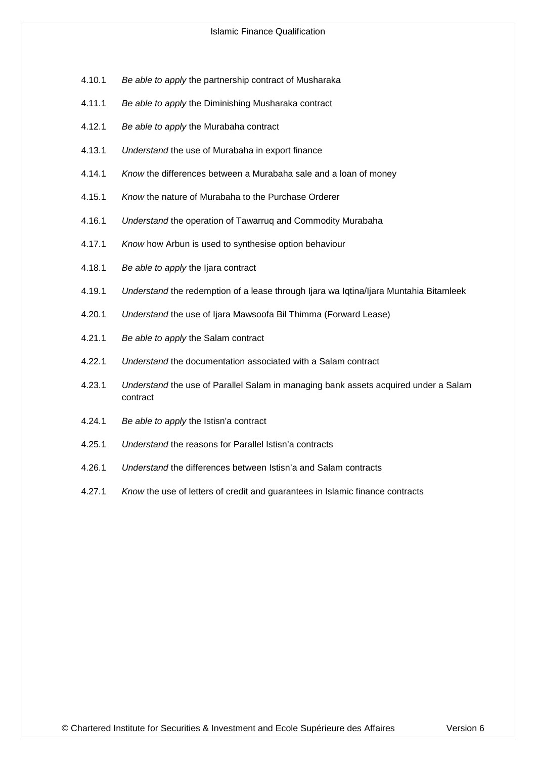4.10.1 *Be able to apply* the partnership contract of Musharaka

4.11.1 *Be able to apply* the Diminishing Musharaka contract

4.12.1 *Be able to apply* the Murabaha contract

4.13.1 *Understand* the use of Murabaha in export finance

4.14.1 *Know* the differences between a Murabaha sale and a loan of money

4.15.1 *Know* the nature of Murabaha to the Purchase Orderer

4.16.1 *Understand* the operation of Tawarruq and Commodity Murabaha

4.17.1 *Know* how Arbun is used to synthesise option behaviour

4.18.1 *Be able to apply* the Ijara contract

4.19.1 *Understand* the redemption of a lease through Ijara wa Iqtina/Ijara Muntahia Bitamleek

4.20.1 *Understand* the use of Ijara Mawsoofa Bil Thimma (Forward Lease)

4.21.1 *Be able to apply* the Salam contract

4.22.1 *Understand* the documentation associated with a Salam contract

4.23.1 *Understand* the use of Parallel Salam in managing bank assets acquired under a Salam contract

4.24.1 *Be able to apply* the Istisn'a contract

4.25.1 *Understand* the reasons for Parallel Istisn'a contracts

4.26.1 *Understand* the differences between Istisn'a and Salam contracts

4.27.1 *Know* the use of letters of credit and guarantees in Islamic finance contracts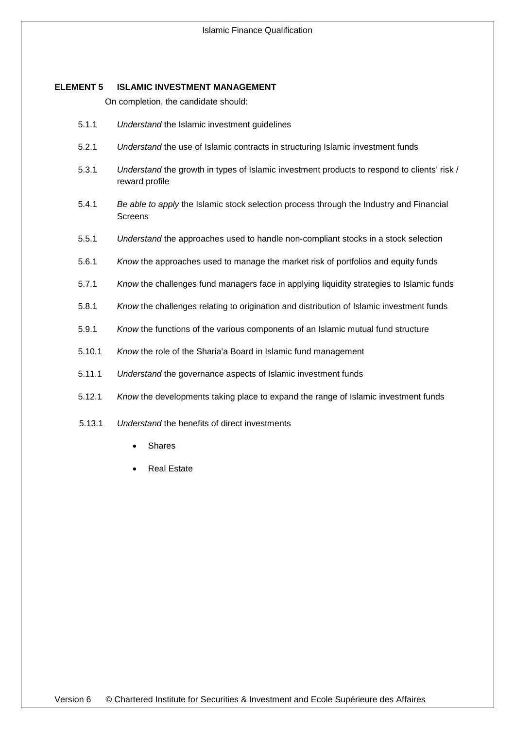## ELEMENT 5 ISLAMIC INVESTMENT MANAGEMENT

On completion, the candidate should:

5.1.1 *Understand* the Islamic investment guidelines

5.2.1 *Understand* the use of Islamic contracts in structuring Islamic investment funds

5.3.1 *Understand* the growth in types of Islamic investment products to respond to clients' risk / reward profile

5.4.1 *Be able to apply* the Islamic stock selection process through the Industry and Financial Screens

5.5.1 *Understand* the approaches used to handle non-compliant stocks in a stock selection

5.6.1 *Know* the approaches used to manage the market risk of portfolios and equity funds

5.7.1 *Know* the challenges fund managers face in applying liquidity strategies to Islamic funds

5.8.1 *Know* the challenges relating to origination and distribution of Islamic investment funds

5.9.1 *Know* the functions of the various components of an Islamic mutual fund structure

5.10.1 *Know* the role of the Sharia'a Board in Islamic fund management

5.11.1 *Understand* the governance aspects of Islamic investment funds

5.12.1 *Know* the developments taking place to expand the range of Islamic investment funds

5.13.1 *Understand* the benefits of direct investments

- Shares
- Real Estate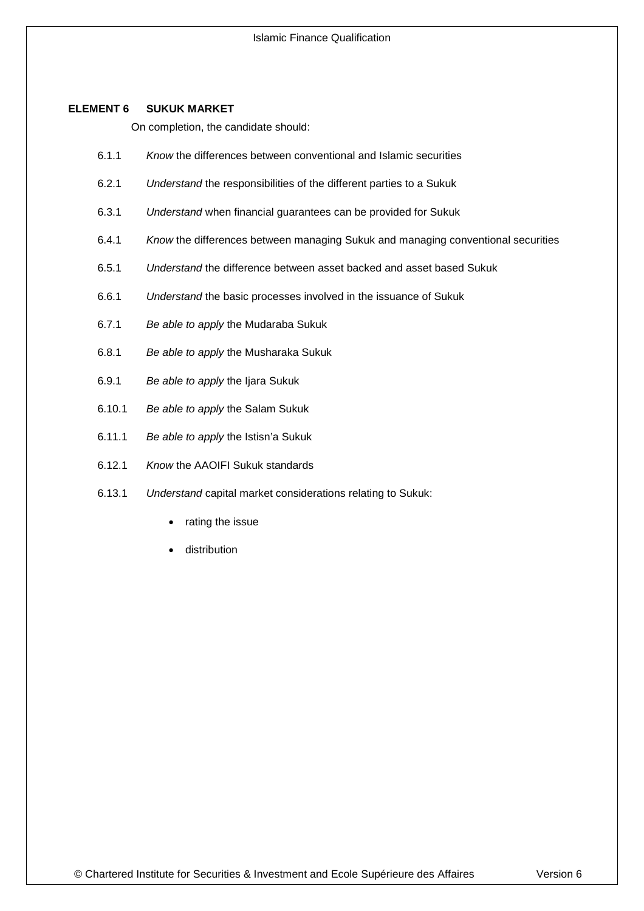## ELEMENT 6 SUKUK MARKET

On completion, the candidate should:

6.1.1 *Know* the differences between conventional and Islamic securities

6.2.1 *Understand* the responsibilities of the different parties to a Sukuk

6.3.1 *Understand* when financial guarantees can be provided for Sukuk

6.4.1 *Know* the differences between managing Sukuk and managing conventional securities

6.5.1 *Understand* the difference between asset backed and asset based Sukuk

6.6.1 *Understand* the basic processes involved in the issuance of Sukuk

6.7.1 *Be able to apply* the Mudaraba Sukuk

6.8.1 *Be able to apply* the Musharaka Sukuk

6.9.1 *Be able to apply* the Ijara Sukuk

6.10.1 *Be able to apply* the Salam Sukuk

6.11.1 *Be able to apply* the Istisn'a Sukuk

6.12.1 *Know* the AAOIFI Sukuk standards

6.13.1 *Understand* capital market considerations relating to Sukuk:

- rating the issue
- distribution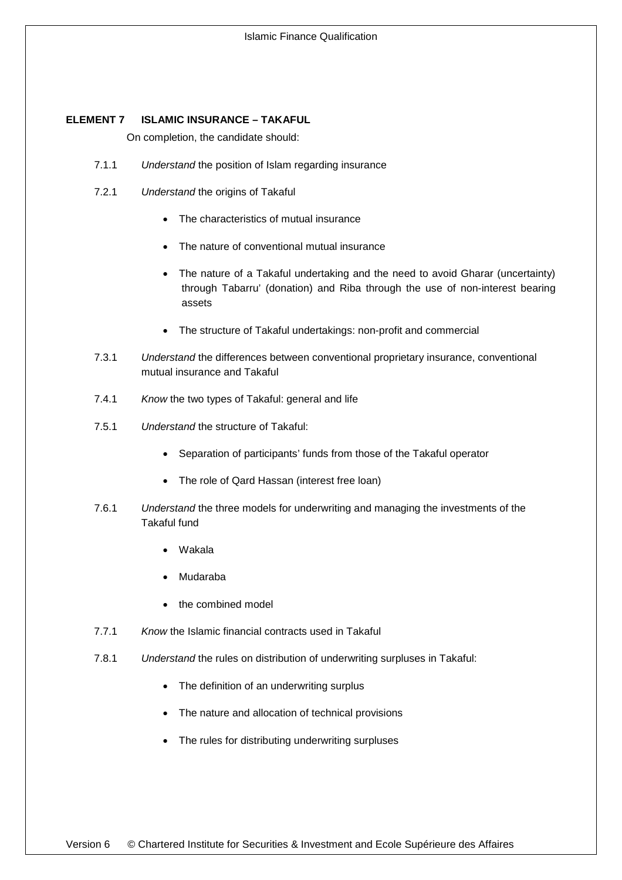## ELEMENT 7 ISLAMIC INSURANCE – TAKAFUL

On completion, the candidate should:

7.1.1 *Understand* the position of Islam regarding insurance

7.2.1 *Understand* the origins of Takaful

- The characteristics of mutual insurance
- The nature of conventional mutual insurance
- The nature of a Takaful undertaking and the need to avoid Gharar (uncertainty) through Tabarru' (donation) and Riba through the use of non-interest bearing assets
- The structure of Takaful undertakings: non-profit and commercial

7.3.1 *Understand* the differences between conventional proprietary insurance, conventional mutual insurance and Takaful

7.4.1 *Know* the two types of Takaful: general and life

7.5.1 *Understand* the structure of Takaful:

- Separation of participants' funds from those of the Takaful operator
- The role of Qard Hassan (interest free loan)

7.6.1 *Understand* the three models for underwriting and managing the investments of the Takaful fund

- Wakala
- Mudaraba
- the combined model

7.7.1 *Know* the Islamic financial contracts used in Takaful

7.8.1 *Understand* the rules on distribution of underwriting surpluses in Takaful:

- The definition of an underwriting surplus
- The nature and allocation of technical provisions
- The rules for distributing underwriting surpluses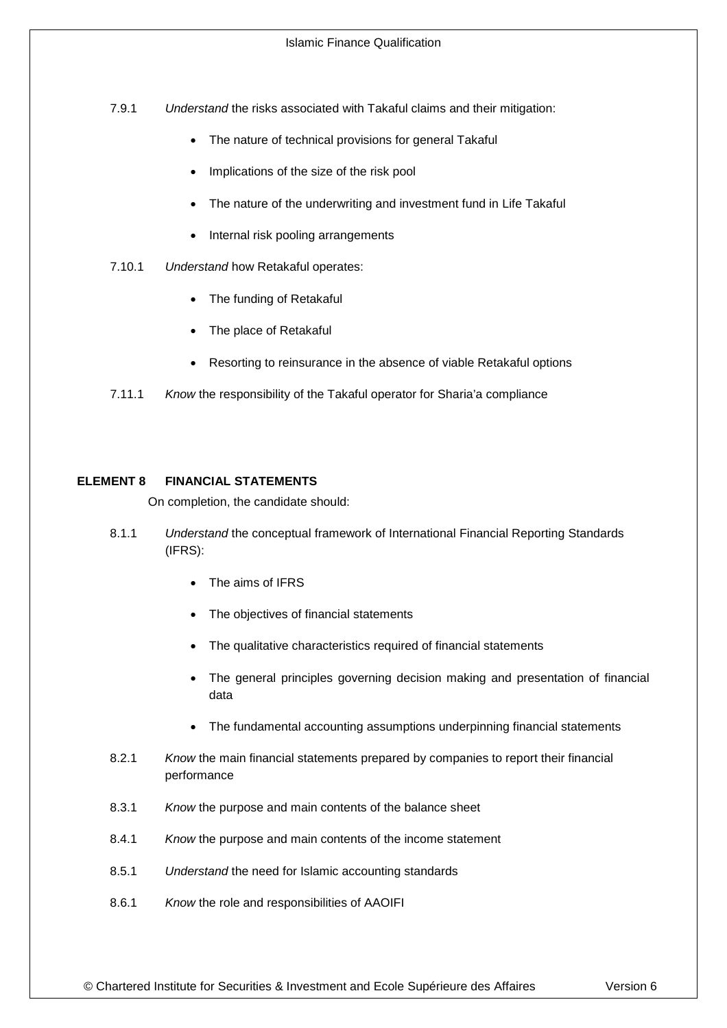7.9.1 *Understand* the risks associated with Takaful claims and their mitigation:

- The nature of technical provisions for general Takaful
- Implications of the size of the risk pool
- The nature of the underwriting and investment fund in Life Takaful
- Internal risk pooling arrangements

7.10.1 *Understand* how Retakaful operates:

- The funding of Retakaful
- The place of Retakaful
- Resorting to reinsurance in the absence of viable Retakaful options

7.11.1 *Know* the responsibility of the Takaful operator for Sharia'a compliance

## ELEMENT 8 FINANCIAL STATEMENTS

On completion, the candidate should:

8.1.1 *Understand* the conceptual framework of International Financial Reporting Standards (IFRS):

- The aims of IFRS
- The objectives of financial statements
- The qualitative characteristics required of financial statements
- The general principles governing decision making and presentation of financial data
- The fundamental accounting assumptions underpinning financial statements

8.2.1 *Know* the main financial statements prepared by companies to report their financial performance

8.3.1 *Know* the purpose and main contents of the balance sheet

8.4.1 *Know* the purpose and main contents of the income statement

8.5.1 *Understand* the need for Islamic accounting standards

8.6.1 *Know* the role and responsibilities of AAOIFI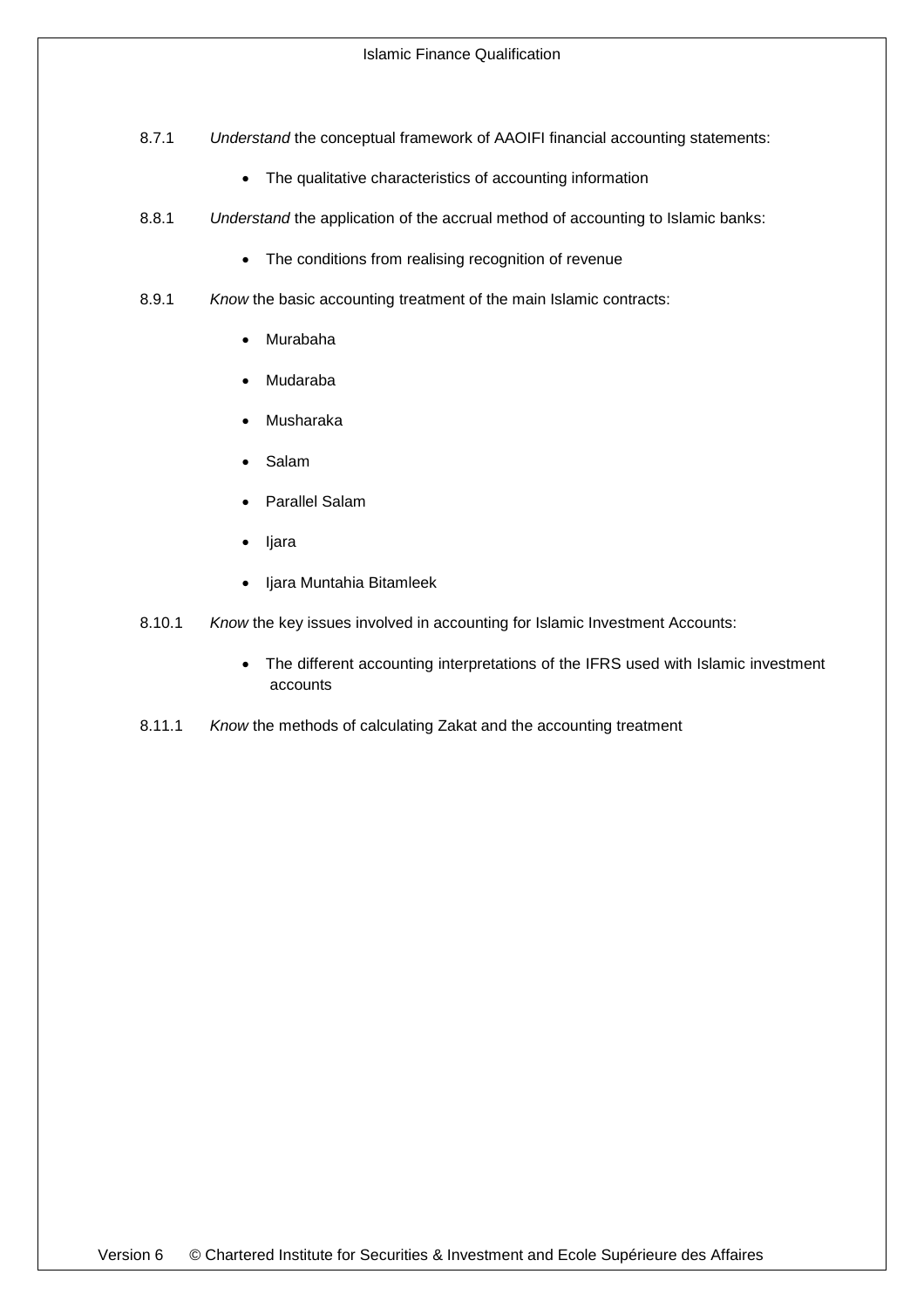8.7.1 *Understand* the conceptual framework of AAOIFI financial accounting statements:

- The qualitative characteristics of accounting information

8.8.1 *Understand* the application of the accrual method of accounting to Islamic banks:

- The conditions from realising recognition of revenue

8.9.1 *Know* the basic accounting treatment of the main Islamic contracts:

- Murabaha
- Mudaraba
- Musharaka
- Salam
- Parallel Salam
- Ijara
- Ijara Muntahia Bitamleek

8.10.1 *Know* the key issues involved in accounting for Islamic Investment Accounts:

- The different accounting interpretations of the IFRS used with Islamic investment accounts

8.11.1 *Know* the methods of calculating Zakat and the accounting treatment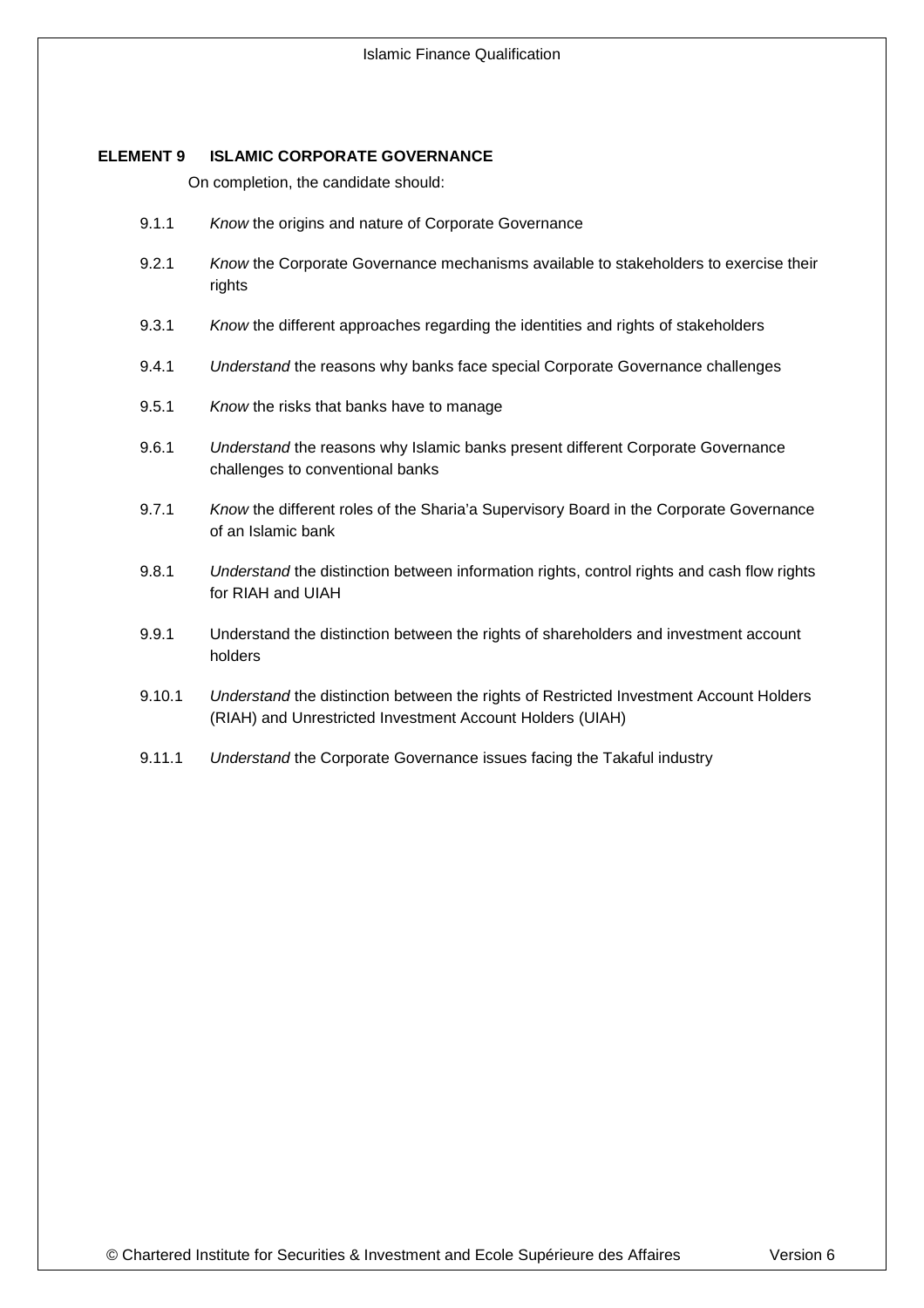## ELEMENT 9 ISLAMIC CORPORATE GOVERNANCE

On completion, the candidate should:

9.1.1 *Know* the origins and nature of Corporate Governance

9.2.1 *Know* the Corporate Governance mechanisms available to stakeholders to exercise their rights

9.3.1 *Know* the different approaches regarding the identities and rights of stakeholders

9.4.1 *Understand* the reasons why banks face special Corporate Governance challenges

9.5.1 *Know* the risks that banks have to manage

9.6.1 *Understand* the reasons why Islamic banks present different Corporate Governance challenges to conventional banks

9.7.1 *Know* the different roles of the Sharia'a Supervisory Board in the Corporate Governance of an Islamic bank

9.8.1 *Understand* the distinction between information rights, control rights and cash flow rights for RIAH and UIAH

9.9.1 Understand the distinction between the rights of shareholders and investment account holders

9.10.1 *Understand* the distinction between the rights of Restricted Investment Account Holders (RIAH) and Unrestricted Investment Account Holders (UIAH)

9.11.1 *Understand* the Corporate Governance issues facing the Takaful industry